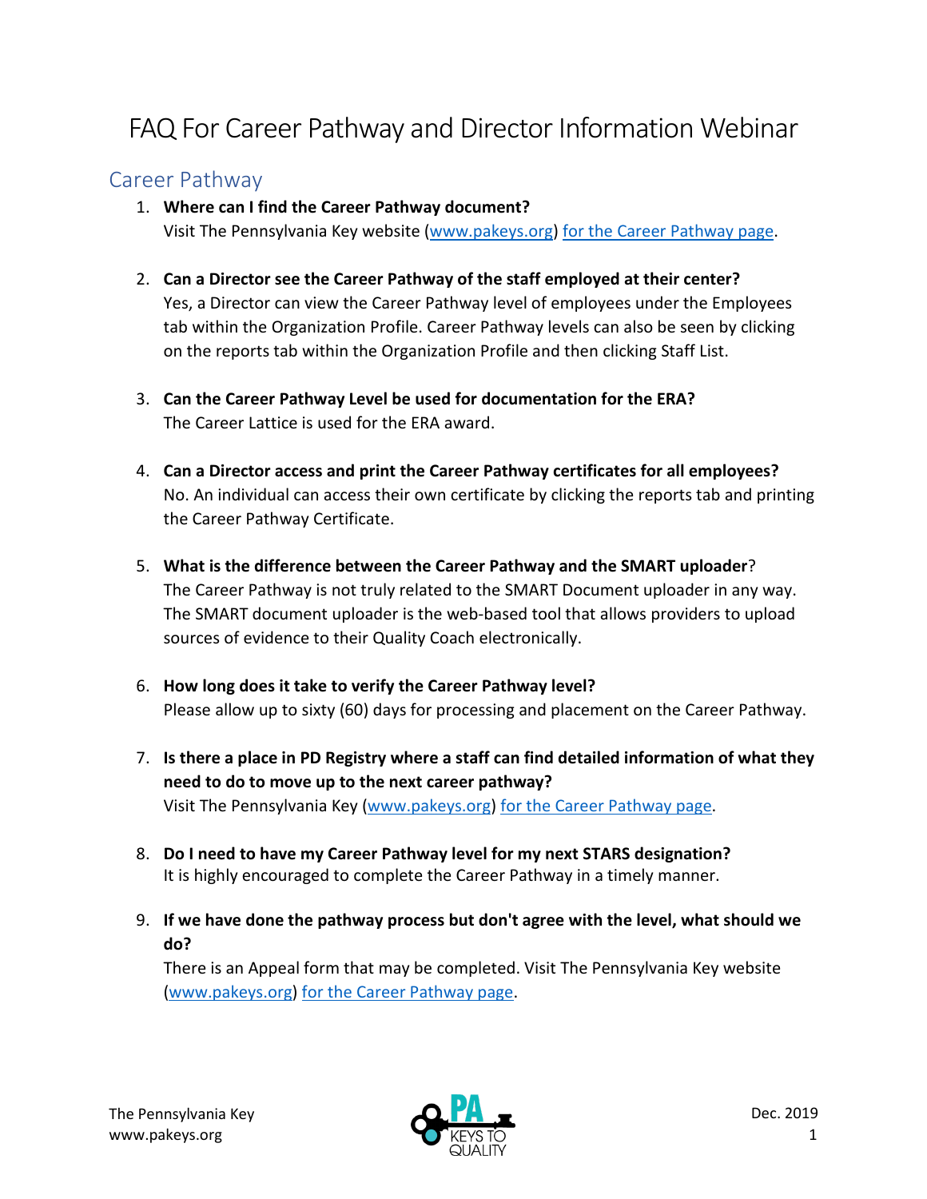# FAQ For Career Pathway and Director Information Webinar

## Career Pathway

1. **Where can I find the Career Pathway document?**
   Visit The Pennsylvania Key website (www.pakeys.org) for the Career Pathway page.

2. **Can a Director see the Career Pathway of the staff employed at their center?**
   Yes, a Director can view the Career Pathway level of employees under the Employees tab within the Organization Profile. Career Pathway levels can also be seen by clicking on the reports tab within the Organization Profile and then clicking Staff List.

3. **Can the Career Pathway Level be used for documentation for the ERA?**
   The Career Lattice is used for the ERA award.

4. **Can a Director access and print the Career Pathway certificates for all employees?**
   No. An individual can access their own certificate by clicking the reports tab and printing the Career Pathway Certificate.

5. **What is the difference between the Career Pathway and the SMART uploader**?
   The Career Pathway is not truly related to the SMART Document uploader in any way. The SMART document uploader is the web-based tool that allows providers to upload sources of evidence to their Quality Coach electronically.

6. **How long does it take to verify the Career Pathway level?**
   Please allow up to sixty (60) days for processing and placement on the Career Pathway.

7. **Is there a place in PD Registry where a staff can find detailed information of what they need to do to move up to the next career pathway?**
   Visit The Pennsylvania Key (www.pakeys.org) for the Career Pathway page.

8. **Do I need to have my Career Pathway level for my next STARS designation?**
   It is highly encouraged to complete the Career Pathway in a timely manner.

9. **If we have done the pathway process but don't agree with the level, what should we do?**
   There is an Appeal form that may be completed. Visit The Pennsylvania Key website (www.pakeys.org) for the Career Pathway page.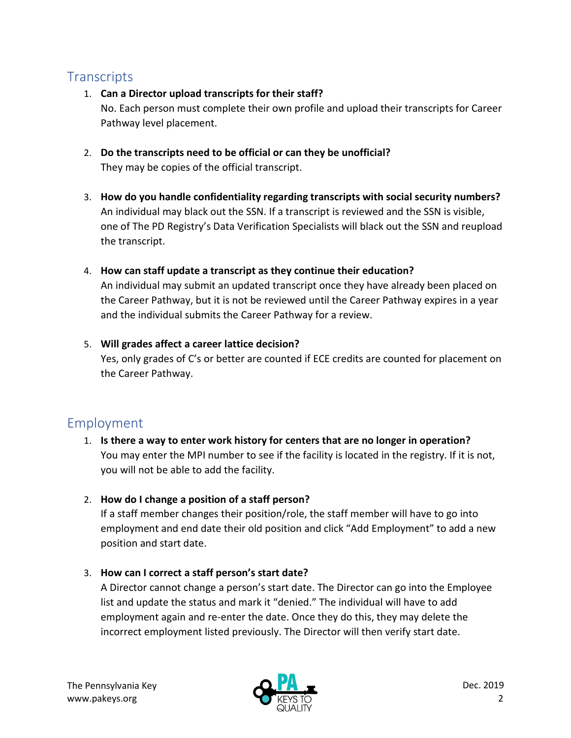## Transcripts

1. **Can a Director upload transcripts for their staff?**
   No. Each person must complete their own profile and upload their transcripts for Career Pathway level placement.

2. **Do the transcripts need to be official or can they be unofficial?**
   They may be copies of the official transcript.

3. **How do you handle confidentiality regarding transcripts with social security numbers?**
   An individual may black out the SSN. If a transcript is reviewed and the SSN is visible, one of The PD Registry's Data Verification Specialists will black out the SSN and reupload the transcript.

4. **How can staff update a transcript as they continue their education?**
   An individual may submit an updated transcript once they have already been placed on the Career Pathway, but it is not be reviewed until the Career Pathway expires in a year and the individual submits the Career Pathway for a review.

5. **Will grades affect a career lattice decision?**
   Yes, only grades of C's or better are counted if ECE credits are counted for placement on the Career Pathway.

## Employment

1. **Is there a way to enter work history for centers that are no longer in operation?**
   You may enter the MPI number to see if the facility is located in the registry. If it is not, you will not be able to add the facility.

2. **How do I change a position of a staff person?**
   If a staff member changes their position/role, the staff member will have to go into employment and end date their old position and click "Add Employment" to add a new position and start date.

3. **How can I correct a staff person's start date?**
   A Director cannot change a person's start date. The Director can go into the Employee list and update the status and mark it "denied." The individual will have to add employment again and re-enter the date. Once they do this, they may delete the incorrect employment listed previously. The Director will then verify start date.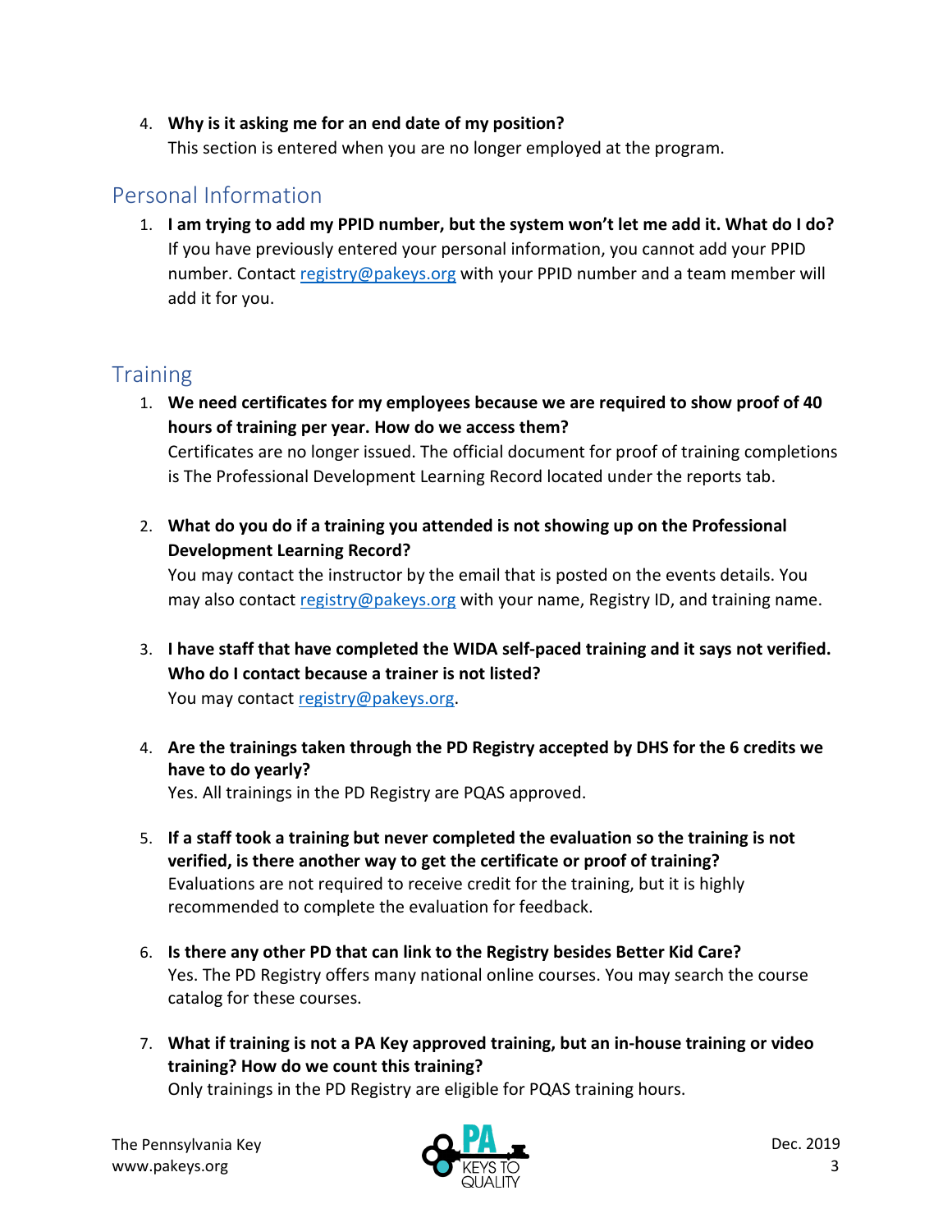4. **Why is it asking me for an end date of my position?**
   This section is entered when you are no longer employed at the program.

## Personal Information

1. **I am trying to add my PPID number, but the system won't let me add it. What do I do?**
   If you have previously entered your personal information, you cannot add your PPID number. Contact registry@pakeys.org with your PPID number and a team member will add it for you.

## Training

1. **We need certificates for my employees because we are required to show proof of 40 hours of training per year. How do we access them?**
   Certificates are no longer issued. The official document for proof of training completions is The Professional Development Learning Record located under the reports tab.

2. **What do you do if a training you attended is not showing up on the Professional Development Learning Record?**
   You may contact the instructor by the email that is posted on the events details. You may also contact registry@pakeys.org with your name, Registry ID, and training name.

3. **I have staff that have completed the WIDA self-paced training and it says not verified. Who do I contact because a trainer is not listed?**
   You may contact registry@pakeys.org.

4. **Are the trainings taken through the PD Registry accepted by DHS for the 6 credits we have to do yearly?**
   Yes. All trainings in the PD Registry are PQAS approved.

5. **If a staff took a training but never completed the evaluation so the training is not verified, is there another way to get the certificate or proof of training?**
   Evaluations are not required to receive credit for the training, but it is highly recommended to complete the evaluation for feedback.

6. **Is there any other PD that can link to the Registry besides Better Kid Care?**
   Yes. The PD Registry offers many national online courses. You may search the course catalog for these courses.

7. **What if training is not a PA Key approved training, but an in-house training or video training? How do we count this training?**
   Only trainings in the PD Registry are eligible for PQAS training hours.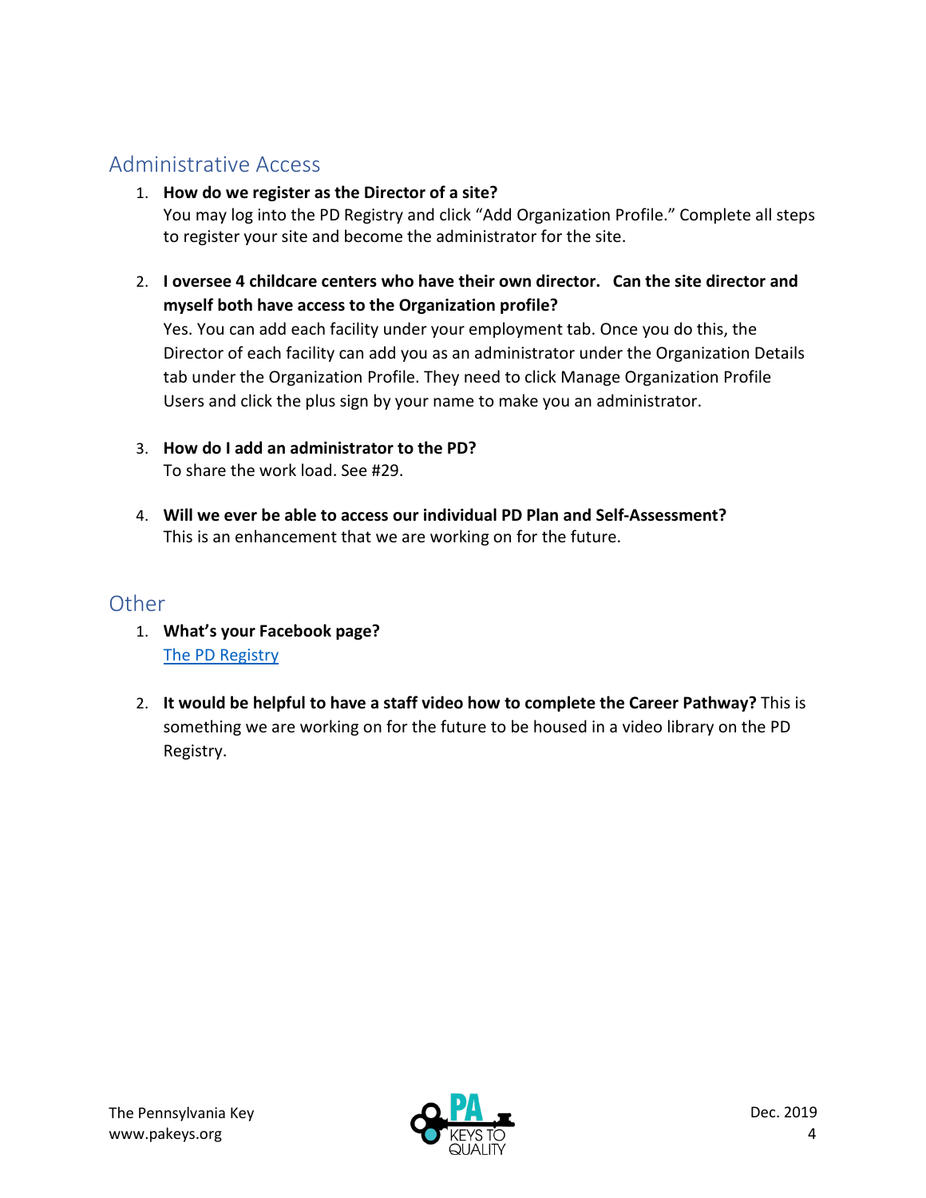## Administrative Access

1. **How do we register as the Director of a site?**
   You may log into the PD Registry and click "Add Organization Profile." Complete all steps to register your site and become the administrator for the site.

2. **I oversee 4 childcare centers who have their own director. Can the site director and myself both have access to the Organization profile?**
   Yes. You can add each facility under your employment tab. Once you do this, the Director of each facility can add you as an administrator under the Organization Details tab under the Organization Profile. They need to click Manage Organization Profile Users and click the plus sign by your name to make you an administrator.

3. **How do I add an administrator to the PD?**
   To share the work load. See #29.

4. **Will we ever be able to access our individual PD Plan and Self-Assessment?**
   This is an enhancement that we are working on for the future.

## Other

1. **What's your Facebook page?**
   The PD Registry

2. **It would be helpful to have a staff video how to complete the Career Pathway?** This is something we are working on for the future to be housed in a video library on the PD Registry.